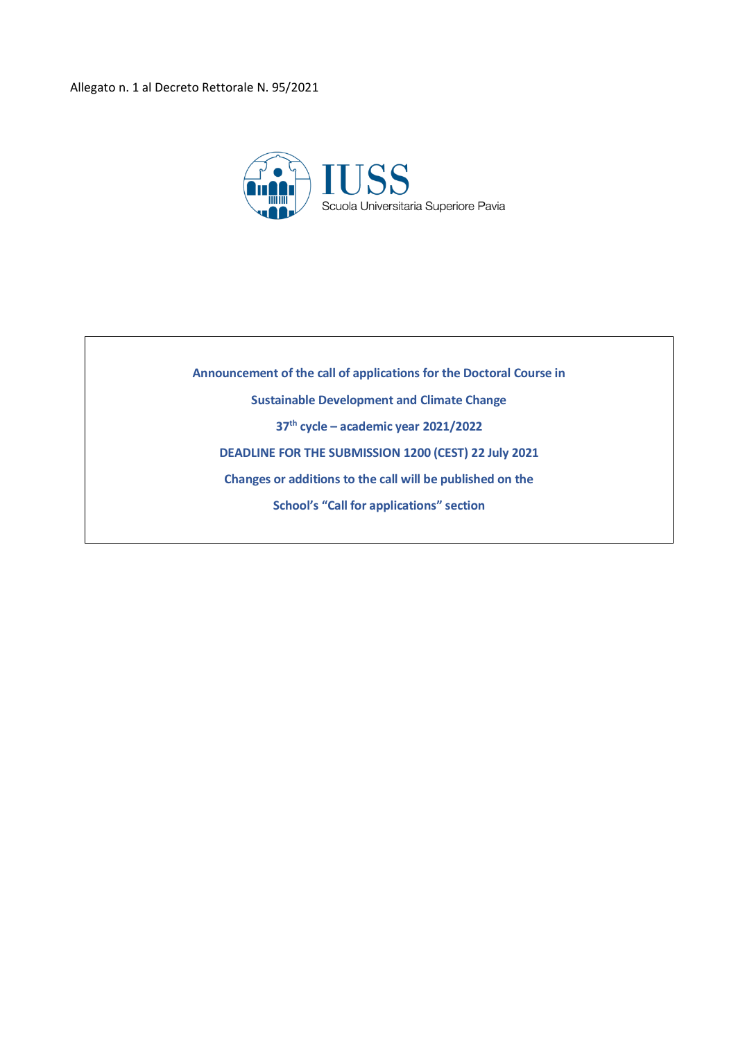Allegato n. 1 al Decreto Rettorale N. 95/2021

IUSS

Scuola Universitaria Superiore Pavia

**Announcement of the call of applications for the Doctoral Course in**

**Sustainable Development and Climate Change**

**37th cycle – academic year 2021/2022**

**DEADLINE FOR THE SUBMISSION 1200 (CEST) 22 July 2021**

**Changes or additions to the call will be published on the**

**School's "Call for applications" section**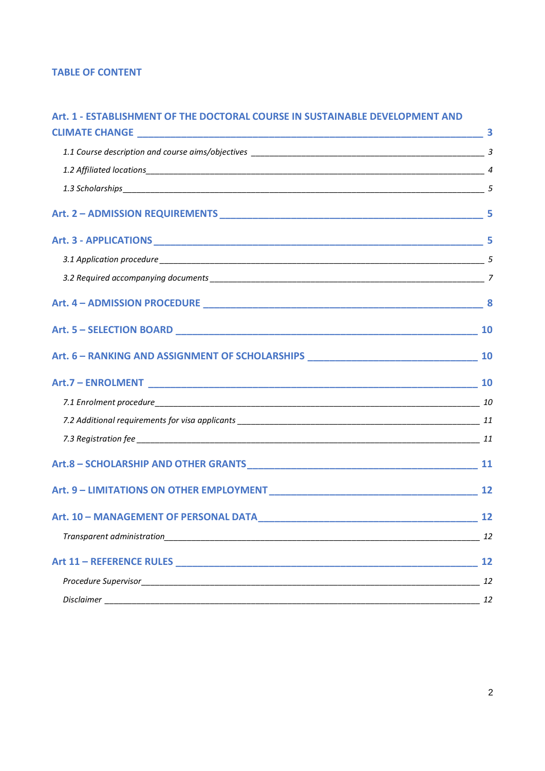# TABLE OF CONTENT

**Art. 1 - ESTABLISHMENT OF THE DOCTORAL COURSE IN SUSTAINABLE DEVELOPMENT AND CLIMATE CHANGE** — 3

- *1.1 Course description and course aims/objectives* — 3
- *1.2 Affiliated locations* — 4
- *1.3 Scholarships* — 5

**Art. 2 – ADMISSION REQUIREMENTS** — 5

**Art. 3 - APPLICATIONS** — 5

- *3.1 Application procedure* — 5
- *3.2 Required accompanying documents* — 7

**Art. 4 – ADMISSION PROCEDURE** — 8

**Art. 5 – SELECTION BOARD** — 10

**Art. 6 – RANKING AND ASSIGNMENT OF SCHOLARSHIPS** — 10

**Art.7 – ENROLMENT** — 10

- *7.1 Enrolment procedure* — 10
- *7.2 Additional requirements for visa applicants* — 11
- *7.3 Registration fee* — 11

**Art.8 – SCHOLARSHIP AND OTHER GRANTS** — 11

**Art. 9 – LIMITATIONS ON OTHER EMPLOYMENT** — 12

**Art. 10 – MANAGEMENT OF PERSONAL DATA** — 12

- *Transparent administration* — 12

**Art 11 – REFERENCE RULES** — 12

- *Procedure Supervisor* — 12
- *Disclaimer* — 12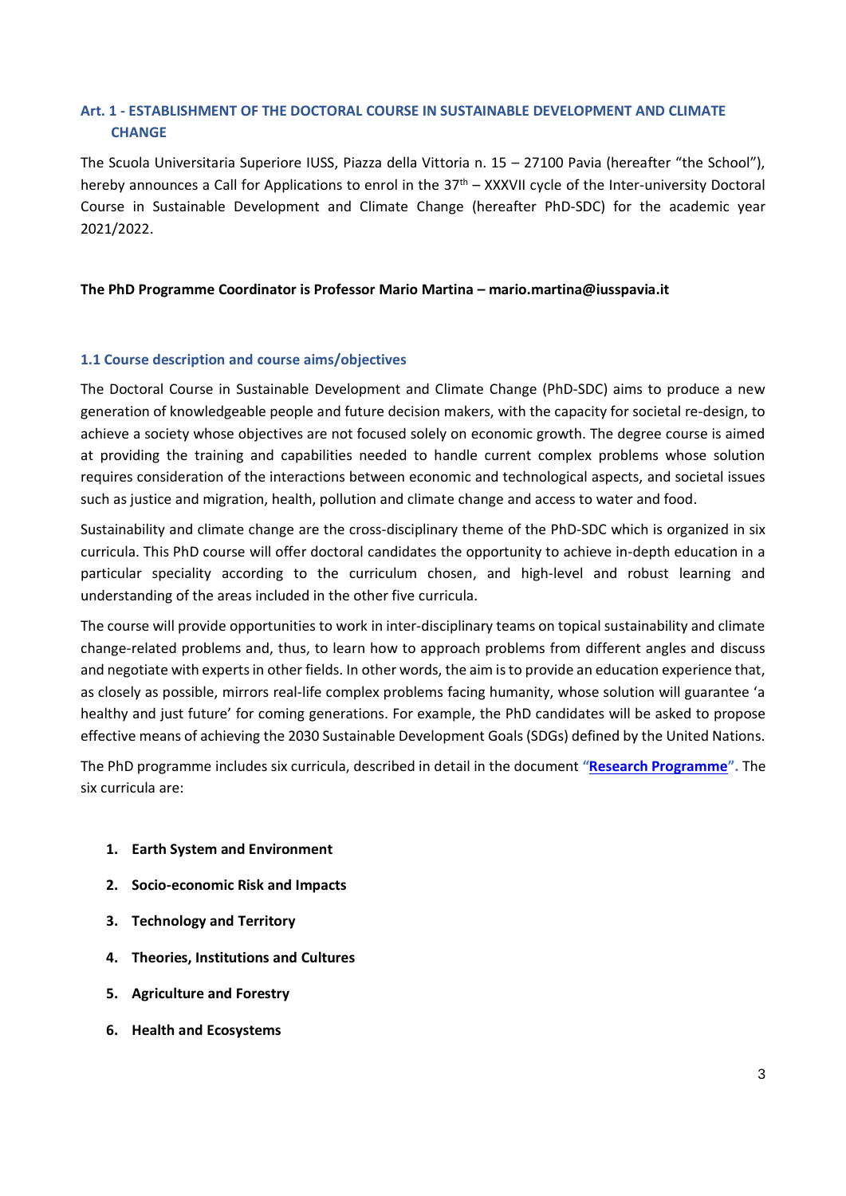## Art. 1 - ESTABLISHMENT OF THE DOCTORAL COURSE IN SUSTAINABLE DEVELOPMENT AND CLIMATE CHANGE

The Scuola Universitaria Superiore IUSS, Piazza della Vittoria n. 15 – 27100 Pavia (hereafter "the School"), hereby announces a Call for Applications to enrol in the 37th – XXXVII cycle of the Inter-university Doctoral Course in Sustainable Development and Climate Change (hereafter PhD-SDC) for the academic year 2021/2022.

**The PhD Programme Coordinator is Professor Mario Martina – mario.martina@iusspavia.it**

### 1.1 Course description and course aims/objectives

The Doctoral Course in Sustainable Development and Climate Change (PhD-SDC) aims to produce a new generation of knowledgeable people and future decision makers, with the capacity for societal re-design, to achieve a society whose objectives are not focused solely on economic growth. The degree course is aimed at providing the training and capabilities needed to handle current complex problems whose solution requires consideration of the interactions between economic and technological aspects, and societal issues such as justice and migration, health, pollution and climate change and access to water and food.

Sustainability and climate change are the cross-disciplinary theme of the PhD-SDC which is organized in six curricula. This PhD course will offer doctoral candidates the opportunity to achieve in-depth education in a particular speciality according to the curriculum chosen, and high-level and robust learning and understanding of the areas included in the other five curricula.

The course will provide opportunities to work in inter-disciplinary teams on topical sustainability and climate change-related problems and, thus, to learn how to approach problems from different angles and discuss and negotiate with experts in other fields. In other words, the aim is to provide an education experience that, as closely as possible, mirrors real-life complex problems facing humanity, whose solution will guarantee 'a healthy and just future' for coming generations. For example, the PhD candidates will be asked to propose effective means of achieving the 2030 Sustainable Development Goals (SDGs) defined by the United Nations.

The PhD programme includes six curricula, described in detail in the document "**Research Programme**". The six curricula are:

1. **Earth System and Environment**
2. **Socio-economic Risk and Impacts**
3. **Technology and Territory**
4. **Theories, Institutions and Cultures**
5. **Agriculture and Forestry**
6. **Health and Ecosystems**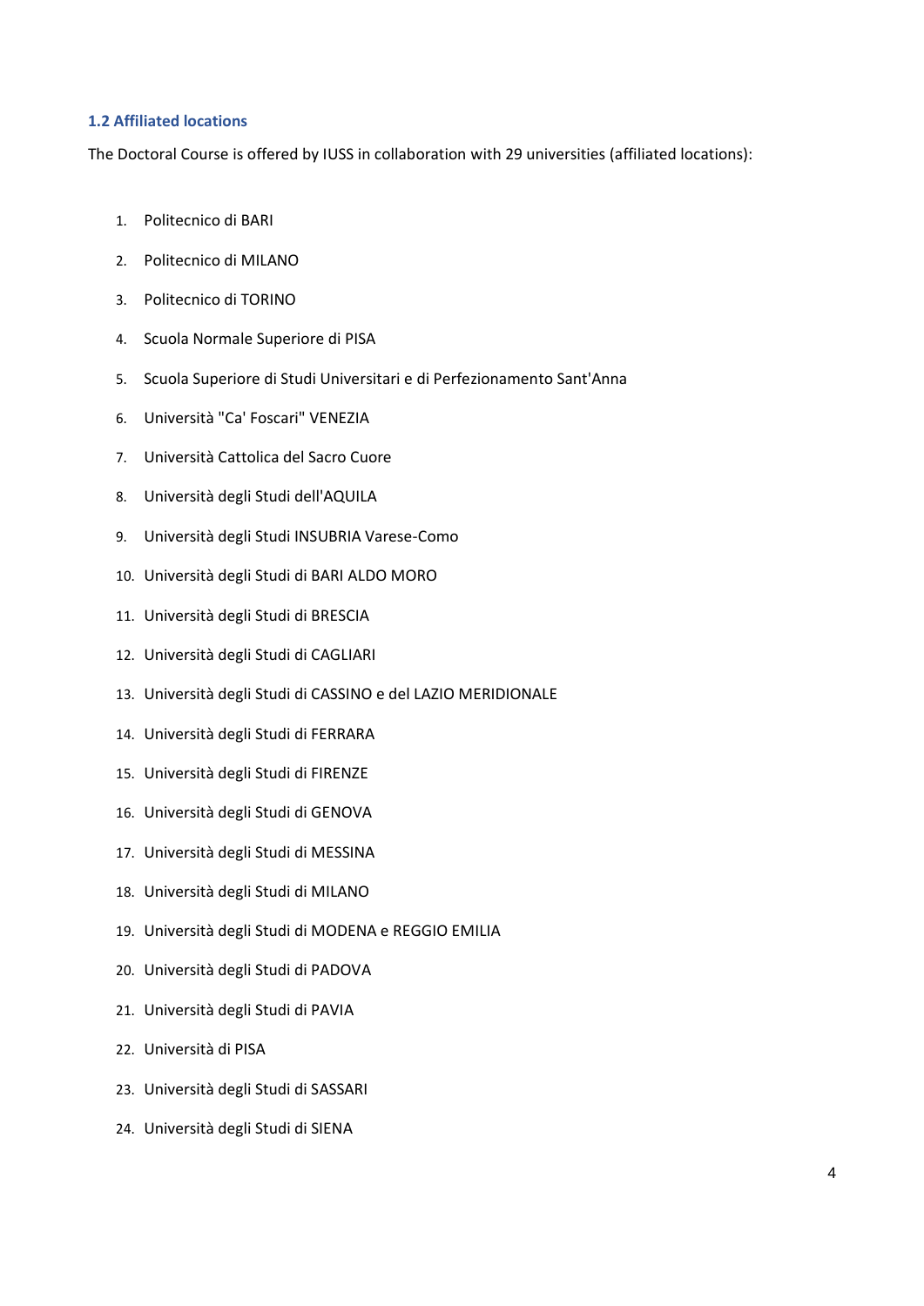### 1.2 Affiliated locations

The Doctoral Course is offered by IUSS in collaboration with 29 universities (affiliated locations):

1. Politecnico di BARI
2. Politecnico di MILANO
3. Politecnico di TORINO
4. Scuola Normale Superiore di PISA
5. Scuola Superiore di Studi Universitari e di Perfezionamento Sant'Anna
6. Università "Ca' Foscari" VENEZIA
7. Università Cattolica del Sacro Cuore
8. Università degli Studi dell'AQUILA
9. Università degli Studi INSUBRIA Varese-Como
10. Università degli Studi di BARI ALDO MORO
11. Università degli Studi di BRESCIA
12. Università degli Studi di CAGLIARI
13. Università degli Studi di CASSINO e del LAZIO MERIDIONALE
14. Università degli Studi di FERRARA
15. Università degli Studi di FIRENZE
16. Università degli Studi di GENOVA
17. Università degli Studi di MESSINA
18. Università degli Studi di MILANO
19. Università degli Studi di MODENA e REGGIO EMILIA
20. Università degli Studi di PADOVA
21. Università degli Studi di PAVIA
22. Università di PISA
23. Università degli Studi di SASSARI
24. Università degli Studi di SIENA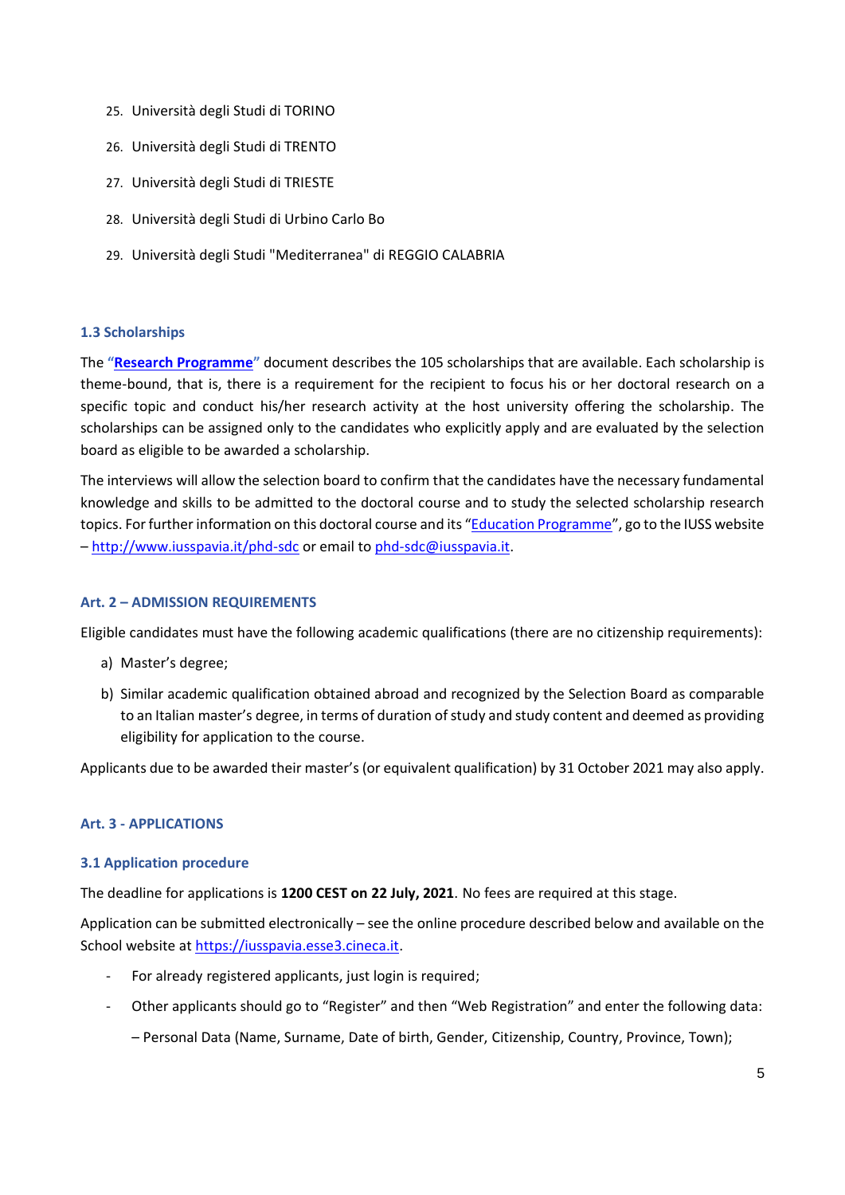25. Università degli Studi di TORINO
26. Università degli Studi di TRENTO
27. Università degli Studi di TRIESTE
28. Università degli Studi di Urbino Carlo Bo
29. Università degli Studi "Mediterranea" di REGGIO CALABRIA

### 1.3 Scholarships

The "**Research Programme**" document describes the 105 scholarships that are available. Each scholarship is theme-bound, that is, there is a requirement for the recipient to focus his or her doctoral research on a specific topic and conduct his/her research activity at the host university offering the scholarship. The scholarships can be assigned only to the candidates who explicitly apply and are evaluated by the selection board as eligible to be awarded a scholarship.

The interviews will allow the selection board to confirm that the candidates have the necessary fundamental knowledge and skills to be admitted to the doctoral course and to study the selected scholarship research topics. For further information on this doctoral course and its "Education Programme", go to the IUSS website – http://www.iusspavia.it/phd-sdc or email to phd-sdc@iusspavia.it.

## Art. 2 – ADMISSION REQUIREMENTS

Eligible candidates must have the following academic qualifications (there are no citizenship requirements):

a) Master's degree;
b) Similar academic qualification obtained abroad and recognized by the Selection Board as comparable to an Italian master's degree, in terms of duration of study and study content and deemed as providing eligibility for application to the course.

Applicants due to be awarded their master's (or equivalent qualification) by 31 October 2021 may also apply.

## Art. 3 - APPLICATIONS

### 3.1 Application procedure

The deadline for applications is **1200 CEST on 22 July, 2021**. No fees are required at this stage.

Application can be submitted electronically – see the online procedure described below and available on the School website at https://iusspavia.esse3.cineca.it.

- For already registered applicants, just login is required;
- Other applicants should go to "Register" and then "Web Registration" and enter the following data:

  – Personal Data (Name, Surname, Date of birth, Gender, Citizenship, Country, Province, Town);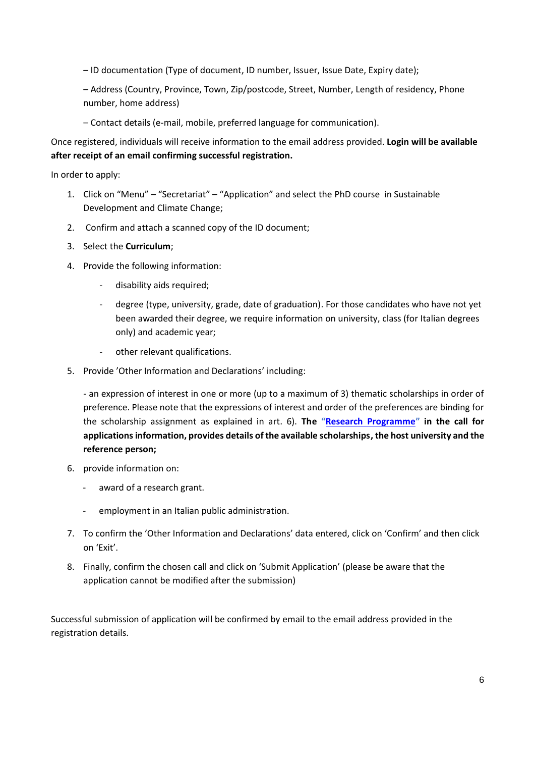– ID documentation (Type of document, ID number, Issuer, Issue Date, Expiry date);

– Address (Country, Province, Town, Zip/postcode, Street, Number, Length of residency, Phone number, home address)

– Contact details (e-mail, mobile, preferred language for communication).

Once registered, individuals will receive information to the email address provided. **Login will be available after receipt of an email confirming successful registration.**

In order to apply:

1. Click on "Menu" – "Secretariat" – "Application" and select the PhD course in Sustainable Development and Climate Change;
2. Confirm and attach a scanned copy of the ID document;
3. Select the **Curriculum**;
4. Provide the following information:
    - disability aids required;
    - degree (type, university, grade, date of graduation). For those candidates who have not yet been awarded their degree, we require information on university, class (for Italian degrees only) and academic year;
    - other relevant qualifications.
5. Provide 'Other Information and Declarations' including:

   - an expression of interest in one or more (up to a maximum of 3) thematic scholarships in order of preference. Please note that the expressions of interest and order of the preferences are binding for the scholarship assignment as explained in art. 6). **The "Research Programme" in the call for applications information, provides details of the available scholarships, the host university and the reference person;**
6. provide information on:
    - award of a research grant.
    - employment in an Italian public administration.
7. To confirm the 'Other Information and Declarations' data entered, click on 'Confirm' and then click on 'Exit'.
8. Finally, confirm the chosen call and click on 'Submit Application' (please be aware that the application cannot be modified after the submission)

Successful submission of application will be confirmed by email to the email address provided in the registration details.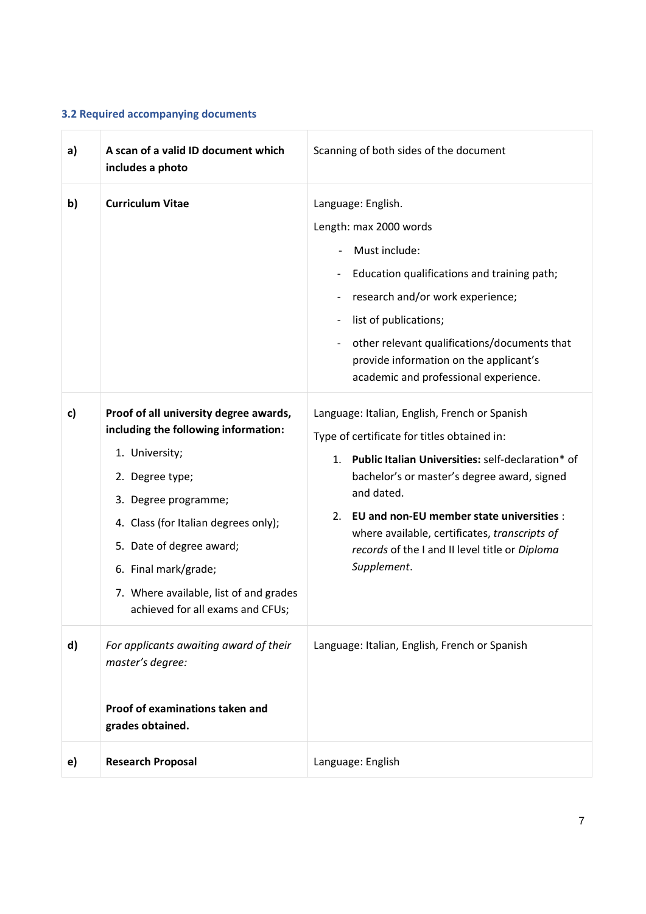### 3.2 Required accompanying documents

| | | |
|---|---|---|
| **a)** | **A scan of a valid ID document which includes a photo** | Scanning of both sides of the document |
| **b)** | **Curriculum Vitae** | Language: English.<br>Length: max 2000 words<br>- Must include:<br>- Education qualifications and training path;<br>- research and/or work experience;<br>- list of publications;<br>- other relevant qualifications/documents that provide information on the applicant's academic and professional experience. |
| **c)** | **Proof of all university degree awards, including the following information:**<br>1. University;<br>2. Degree type;<br>3. Degree programme;<br>4. Class (for Italian degrees only);<br>5. Date of degree award;<br>6. Final mark/grade;<br>7. Where available, list of and grades achieved for all exams and CFUs; | Language: Italian, English, French or Spanish<br>Type of certificate for titles obtained in:<br>1. **Public Italian Universities:** self-declaration* of bachelor's or master's degree award, signed and dated.<br>2. **EU and non-EU member state universities** : where available, certificates, *transcripts of records* of the I and II level title or *Diploma Supplement*. |
| **d)** | *For applicants awaiting award of their master's degree:*<br><br>**Proof of examinations taken and grades obtained.** | Language: Italian, English, French or Spanish |
| **e)** | **Research Proposal** | Language: English |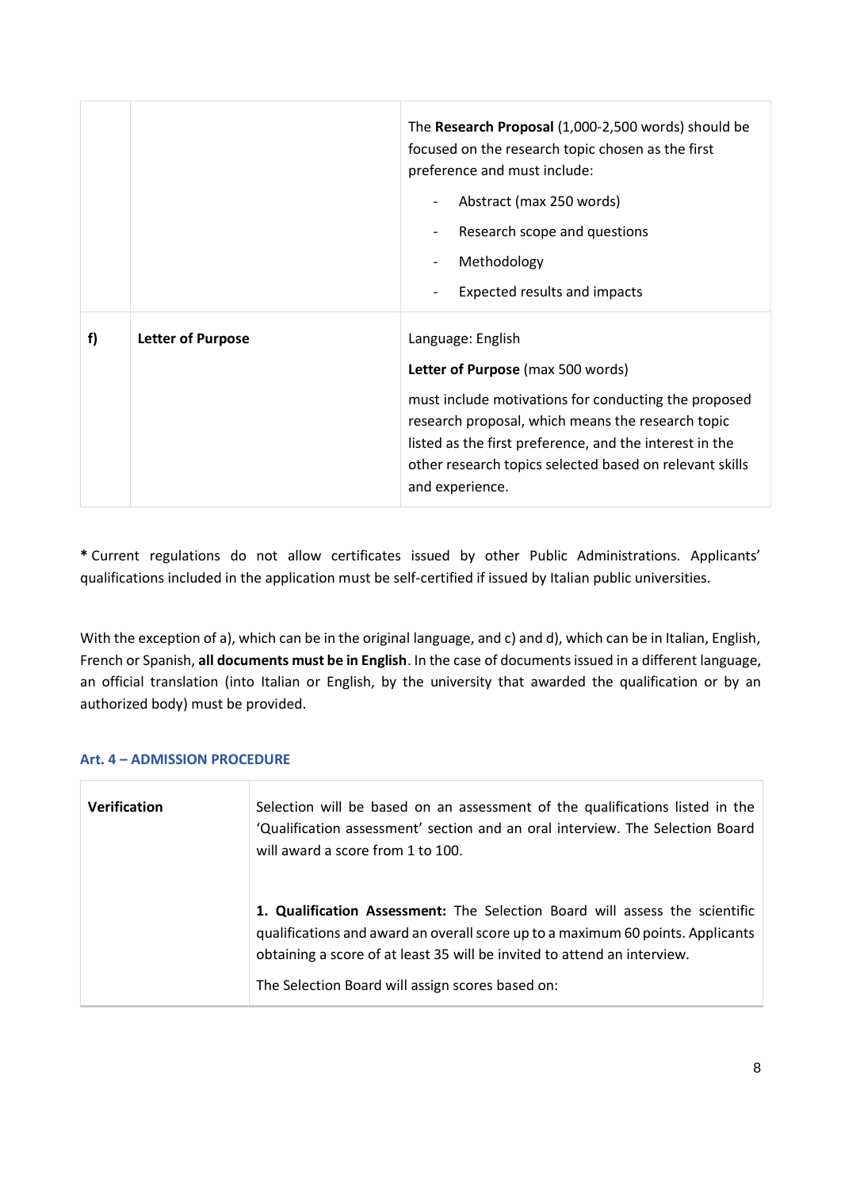| | | |
|---|---|---|
| | | The **Research Proposal** (1,000-2,500 words) should be focused on the research topic chosen as the first preference and must include:<br>- Abstract (max 250 words)<br>- Research scope and questions<br>- Methodology<br>- Expected results and impacts |
| **f)** | **Letter of Purpose** | Language: English<br>**Letter of Purpose** (max 500 words)<br>must include motivations for conducting the proposed research proposal, which means the research topic listed as the first preference, and the interest in the other research topics selected based on relevant skills and experience. |

**\*** Current regulations do not allow certificates issued by other Public Administrations. Applicants' qualifications included in the application must be self-certified if issued by Italian public universities.

With the exception of a), which can be in the original language, and c) and d), which can be in Italian, English, French or Spanish, **all documents must be in English**. In the case of documents issued in a different language, an official translation (into Italian or English, by the university that awarded the qualification or by an authorized body) must be provided.

### Art. 4 – ADMISSION PROCEDURE

| | |
|---|---|
| **Verification** | Selection will be based on an assessment of the qualifications listed in the 'Qualification assessment' section and an oral interview. The Selection Board will award a score from 1 to 100.<br><br>**1. Qualification Assessment:** The Selection Board will assess the scientific qualifications and award an overall score up to a maximum 60 points. Applicants obtaining a score of at least 35 will be invited to attend an interview.<br>The Selection Board will assign scores based on: |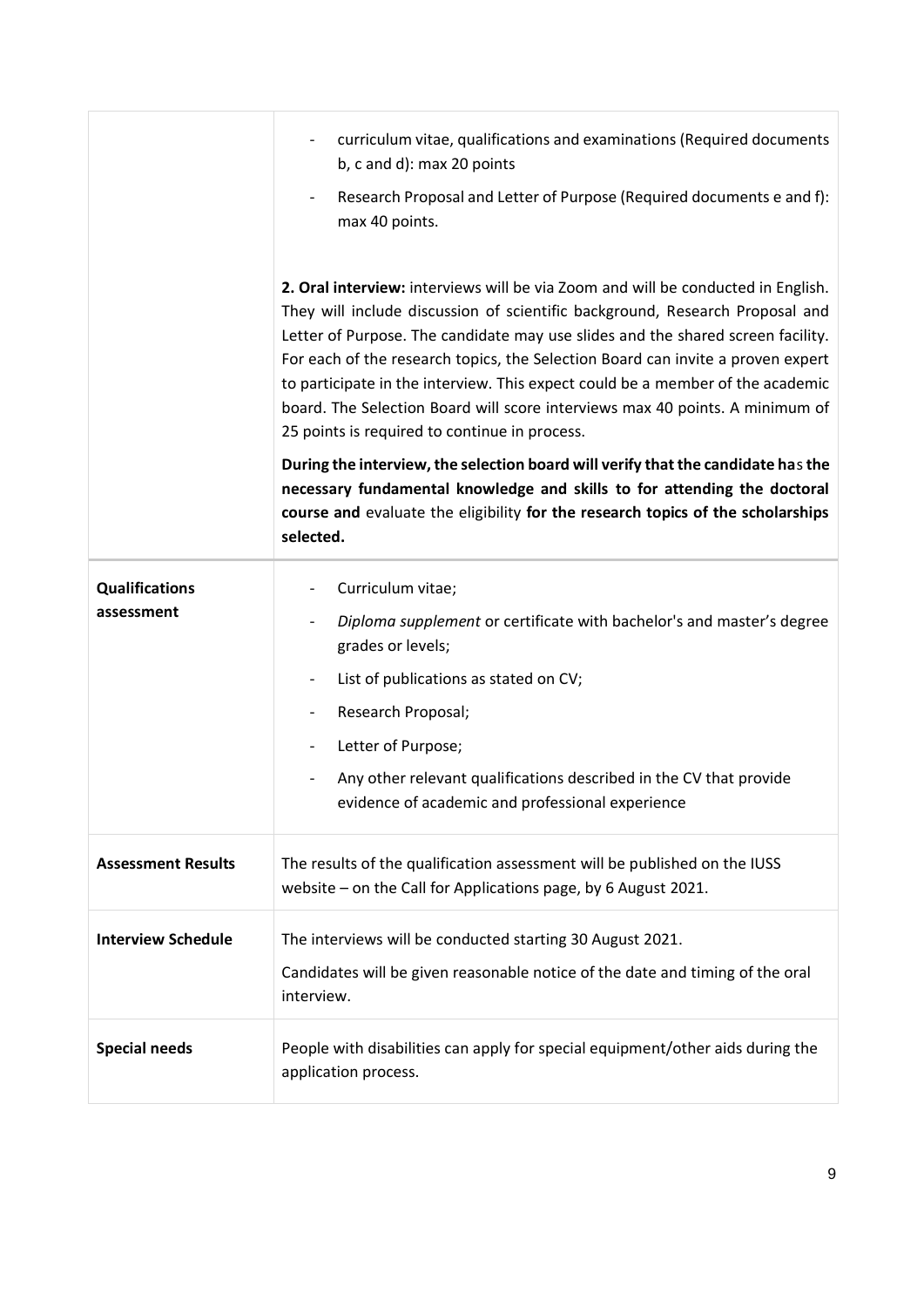| | |
|---|---|
| | - curriculum vitae, qualifications and examinations (Required documents b, c and d): max 20 points<br>- Research Proposal and Letter of Purpose (Required documents e and f): max 40 points.<br><br>**2. Oral interview:** interviews will be via Zoom and will be conducted in English. They will include discussion of scientific background, Research Proposal and Letter of Purpose. The candidate may use slides and the shared screen facility. For each of the research topics, the Selection Board can invite a proven expert to participate in the interview. This expect could be a member of the academic board. The Selection Board will score interviews max 40 points. A minimum of 25 points is required to continue in process.<br><br>**During the interview, the selection board will verify that the candidate ha**s **the necessary fundamental knowledge and skills to for attending the doctoral course and** evaluate the eligibility **for the research topics of the scholarships selected.** |
| **Qualifications assessment** | - Curriculum vitae;<br>- *Diploma supplement* or certificate with bachelor's and master's degree grades or levels;<br>- List of publications as stated on CV;<br>- Research Proposal;<br>- Letter of Purpose;<br>- Any other relevant qualifications described in the CV that provide evidence of academic and professional experience |
| **Assessment Results** | The results of the qualification assessment will be published on the IUSS website – on the Call for Applications page, by 6 August 2021. |
| **Interview Schedule** | The interviews will be conducted starting 30 August 2021.<br><br>Candidates will be given reasonable notice of the date and timing of the oral interview. |
| **Special needs** | People with disabilities can apply for special equipment/other aids during the application process. |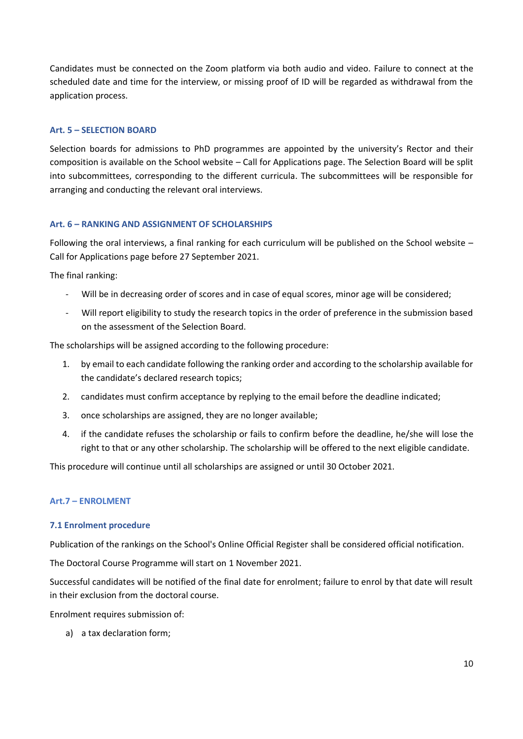Candidates must be connected on the Zoom platform via both audio and video. Failure to connect at the scheduled date and time for the interview, or missing proof of ID will be regarded as withdrawal from the application process.

### Art. 5 – SELECTION BOARD

Selection boards for admissions to PhD programmes are appointed by the university's Rector and their composition is available on the School website – Call for Applications page. The Selection Board will be split into subcommittees, corresponding to the different curricula. The subcommittees will be responsible for arranging and conducting the relevant oral interviews.

### Art. 6 – RANKING AND ASSIGNMENT OF SCHOLARSHIPS

Following the oral interviews, a final ranking for each curriculum will be published on the School website – Call for Applications page before 27 September 2021.

The final ranking:

- Will be in decreasing order of scores and in case of equal scores, minor age will be considered;
- Will report eligibility to study the research topics in the order of preference in the submission based on the assessment of the Selection Board.

The scholarships will be assigned according to the following procedure:

1. by email to each candidate following the ranking order and according to the scholarship available for the candidate's declared research topics;
2. candidates must confirm acceptance by replying to the email before the deadline indicated;
3. once scholarships are assigned, they are no longer available;
4. if the candidate refuses the scholarship or fails to confirm before the deadline, he/she will lose the right to that or any other scholarship. The scholarship will be offered to the next eligible candidate.

This procedure will continue until all scholarships are assigned or until 30 October 2021.

### Art.7 – ENROLMENT

#### 7.1 Enrolment procedure

Publication of the rankings on the School's Online Official Register shall be considered official notification.

The Doctoral Course Programme will start on 1 November 2021.

Successful candidates will be notified of the final date for enrolment; failure to enrol by that date will result in their exclusion from the doctoral course.

Enrolment requires submission of:

a) a tax declaration form;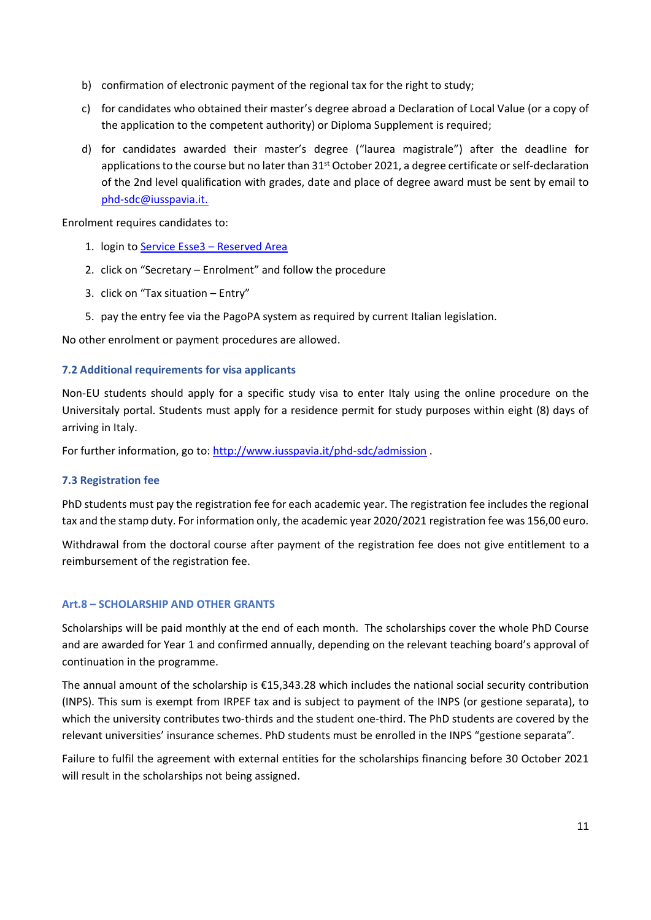b) confirmation of electronic payment of the regional tax for the right to study;

c) for candidates who obtained their master's degree abroad a Declaration of Local Value (or a copy of the application to the competent authority) or Diploma Supplement is required;

d) for candidates awarded their master's degree ("laurea magistrale") after the deadline for applications to the course but no later than 31st October 2021, a degree certificate or self-declaration of the 2nd level qualification with grades, date and place of degree award must be sent by email to phd-sdc@iusspavia.it.

Enrolment requires candidates to:

1. login to [Service Esse3 – Reserved Area]
2. click on "Secretary – Enrolment" and follow the procedure
3. click on "Tax situation – Entry"
5. pay the entry fee via the PagoPA system as required by current Italian legislation.

No other enrolment or payment procedures are allowed.

### 7.2 Additional requirements for visa applicants

Non-EU students should apply for a specific study visa to enter Italy using the online procedure on the Universitaly portal. Students must apply for a residence permit for study purposes within eight (8) days of arriving in Italy.

For further information, go to: http://www.iusspavia.it/phd-sdc/admission .

### 7.3 Registration fee

PhD students must pay the registration fee for each academic year. The registration fee includes the regional tax and the stamp duty. For information only, the academic year 2020/2021 registration fee was 156,00 euro.

Withdrawal from the doctoral course after payment of the registration fee does not give entitlement to a reimbursement of the registration fee.

## Art.8 – SCHOLARSHIP AND OTHER GRANTS

Scholarships will be paid monthly at the end of each month. The scholarships cover the whole PhD Course and are awarded for Year 1 and confirmed annually, depending on the relevant teaching board's approval of continuation in the programme.

The annual amount of the scholarship is €15,343.28 which includes the national social security contribution (INPS). This sum is exempt from IRPEF tax and is subject to payment of the INPS (or gestione separata), to which the university contributes two-thirds and the student one-third. The PhD students are covered by the relevant universities' insurance schemes. PhD students must be enrolled in the INPS "gestione separata".

Failure to fulfil the agreement with external entities for the scholarships financing before 30 October 2021 will result in the scholarships not being assigned.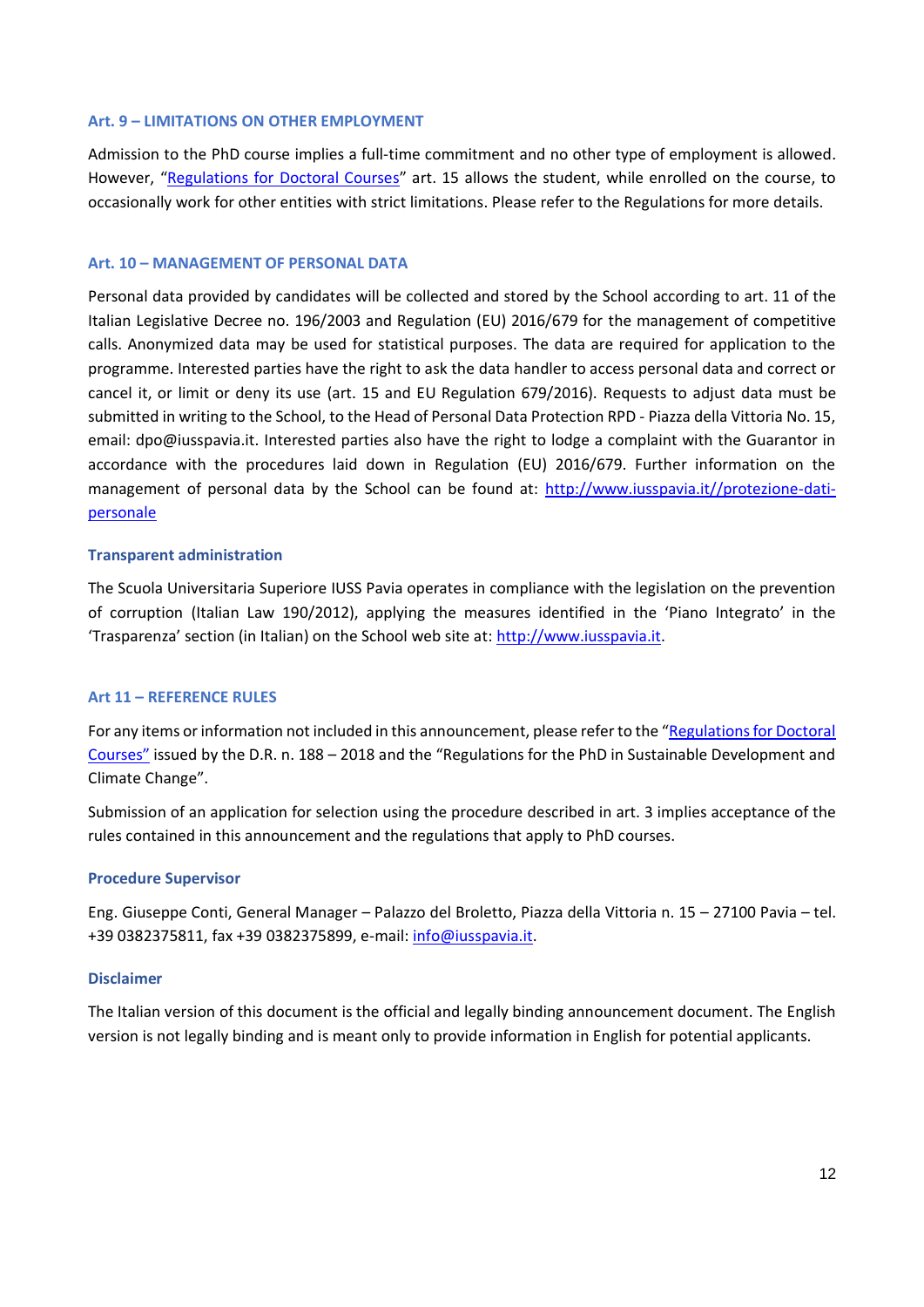### Art. 9 – LIMITATIONS ON OTHER EMPLOYMENT

Admission to the PhD course implies a full-time commitment and no other type of employment is allowed. However, "[Regulations for Doctoral Courses]" art. 15 allows the student, while enrolled on the course, to occasionally work for other entities with strict limitations. Please refer to the Regulations for more details.

### Art. 10 – MANAGEMENT OF PERSONAL DATA

Personal data provided by candidates will be collected and stored by the School according to art. 11 of the Italian Legislative Decree no. 196/2003 and Regulation (EU) 2016/679 for the management of competitive calls. Anonymized data may be used for statistical purposes. The data are required for application to the programme. Interested parties have the right to ask the data handler to access personal data and correct or cancel it, or limit or deny its use (art. 15 and EU Regulation 679/2016). Requests to adjust data must be submitted in writing to the School, to the Head of Personal Data Protection RPD - Piazza della Vittoria No. 15, email: dpo@iusspavia.it. Interested parties also have the right to lodge a complaint with the Guarantor in accordance with the procedures laid down in Regulation (EU) 2016/679. Further information on the management of personal data by the School can be found at: http://www.iusspavia.it//protezione-dati-personale

### Transparent administration

The Scuola Universitaria Superiore IUSS Pavia operates in compliance with the legislation on the prevention of corruption (Italian Law 190/2012), applying the measures identified in the 'Piano Integrato' in the 'Trasparenza' section (in Italian) on the School web site at: http://www.iusspavia.it.

### Art 11 – REFERENCE RULES

For any items or information not included in this announcement, please refer to the "Regulations for Doctoral Courses" issued by the D.R. n. 188 – 2018 and the "Regulations for the PhD in Sustainable Development and Climate Change".

Submission of an application for selection using the procedure described in art. 3 implies acceptance of the rules contained in this announcement and the regulations that apply to PhD courses.

### Procedure Supervisor

Eng. Giuseppe Conti, General Manager – Palazzo del Broletto, Piazza della Vittoria n. 15 – 27100 Pavia – tel. +39 0382375811, fax +39 0382375899, e-mail: info@iusspavia.it.

### Disclaimer

The Italian version of this document is the official and legally binding announcement document. The English version is not legally binding and is meant only to provide information in English for potential applicants.